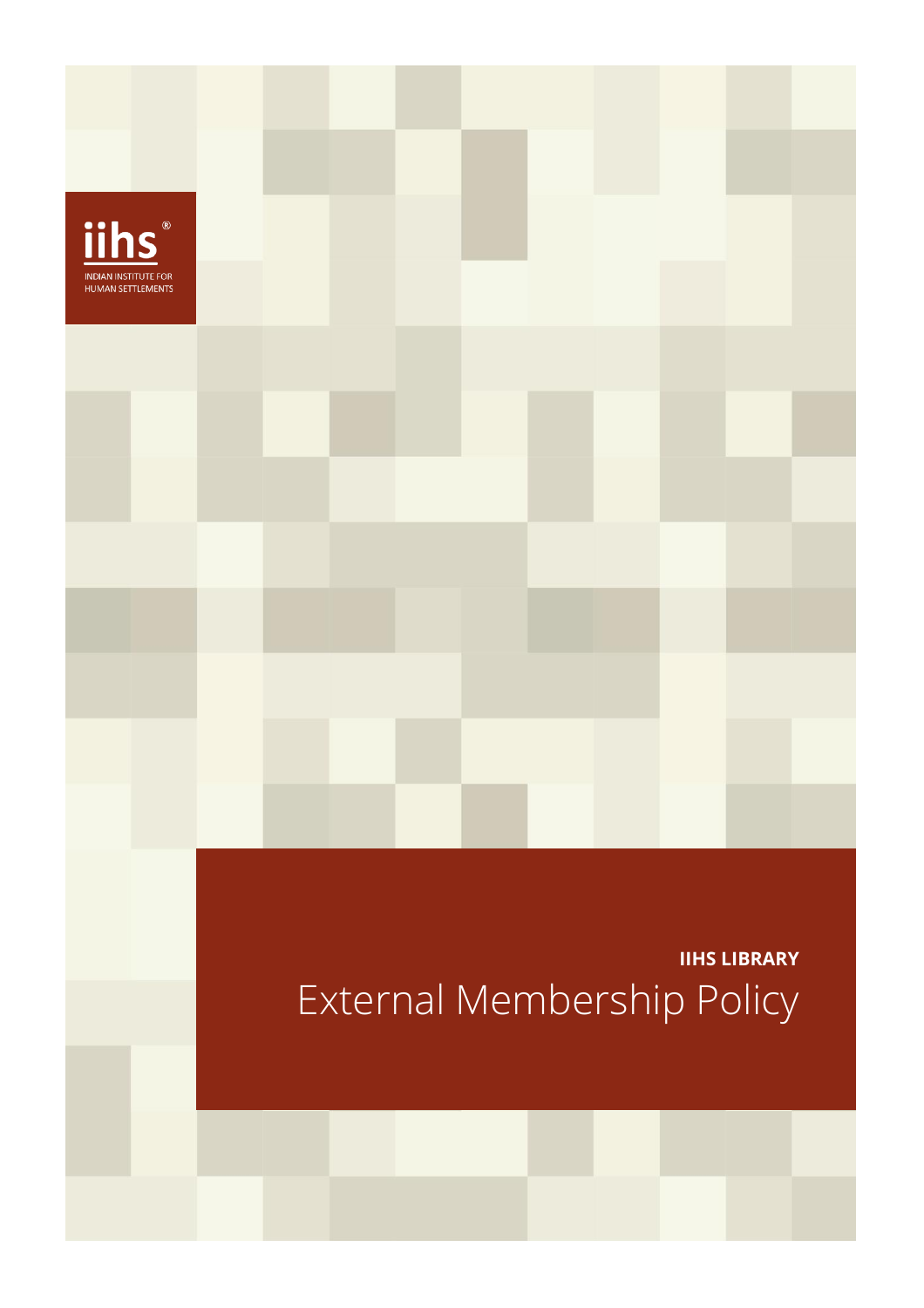iihs®

INDIAN INSTITUTE FOR HUMAN SETTLEMENTS

**IIHS LIBRARY**

# External Membership Policy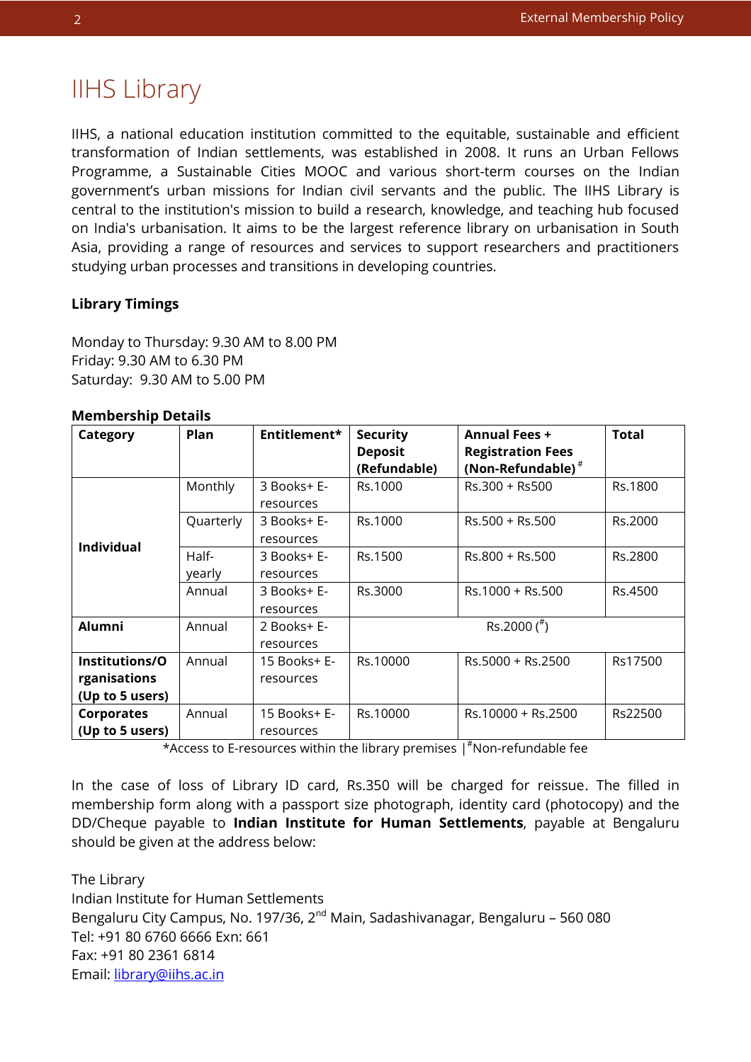# IIHS Library

IIHS, a national education institution committed to the equitable, sustainable and efficient transformation of Indian settlements, was established in 2008. It runs an Urban Fellows Programme, a Sustainable Cities MOOC and various short-term courses on the Indian government's urban missions for Indian civil servants and the public. The IIHS Library is central to the institution's mission to build a research, knowledge, and teaching hub focused on India's urbanisation. It aims to be the largest reference library on urbanisation in South Asia, providing a range of resources and services to support researchers and practitioners studying urban processes and transitions in developing countries.

**Library Timings**

Monday to Thursday: 9.30 AM to 8.00 PM
Friday: 9.30 AM to 6.30 PM
Saturday: 9.30 AM to 5.00 PM

**Membership Details**

| Category | Plan | Entitlement* | Security Deposit (Refundable) | Annual Fees + Registration Fees (Non-Refundable) # | Total |
|---|---|---|---|---|---|
| Individual | Monthly | 3 Books+ E-resources | Rs.1000 | Rs.300 + Rs500 | Rs.1800 |
| | Quarterly | 3 Books+ E-resources | Rs.1000 | Rs.500 + Rs.500 | Rs.2000 |
| | Half-yearly | 3 Books+ E-resources | Rs.1500 | Rs.800 + Rs.500 | Rs.2800 |
| | Annual | 3 Books+ E-resources | Rs.3000 | Rs.1000 + Rs.500 | Rs.4500 |
| **Alumni** | Annual | 2 Books+ E-resources | Rs.2000 (#) | | |
| **Institutions/Organisations (Up to 5 users)** | Annual | 15 Books+ E-resources | Rs.10000 | Rs.5000 + Rs.2500 | Rs17500 |
| **Corporates (Up to 5 users)** | Annual | 15 Books+ E-resources | Rs.10000 | Rs.10000 + Rs.2500 | Rs22500 |

*Access to E-resources within the library premises | #Non-refundable fee

In the case of loss of Library ID card, Rs.350 will be charged for reissue. The filled in membership form along with a passport size photograph, identity card (photocopy) and the DD/Cheque payable to **Indian Institute for Human Settlements**, payable at Bengaluru should be given at the address below:

The Library
Indian Institute for Human Settlements
Bengaluru City Campus, No. 197/36, 2nd Main, Sadashivanagar, Bengaluru – 560 080
Tel: +91 80 6760 6666 Exn: 661
Fax: +91 80 2361 6814
Email: library@iihs.ac.in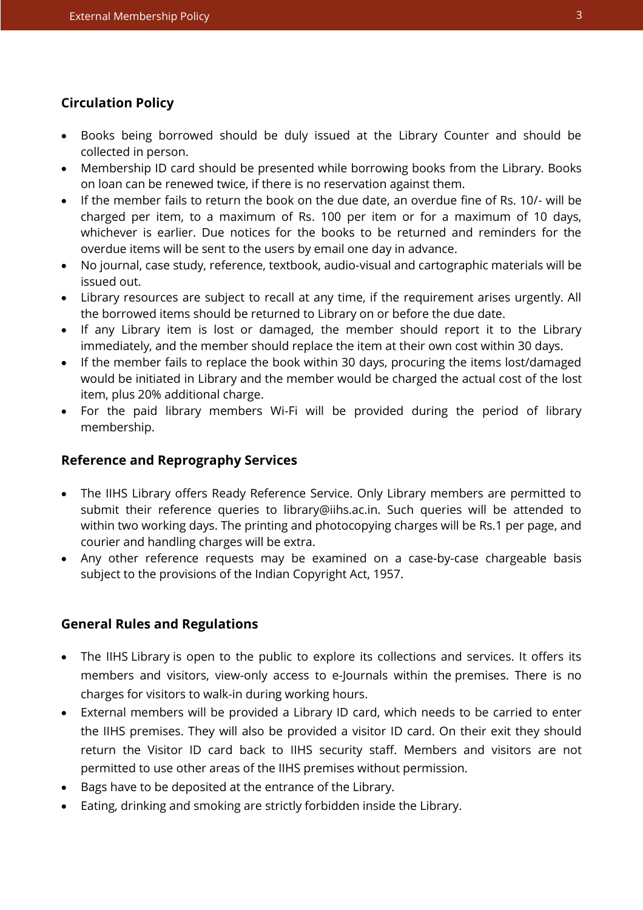## Circulation Policy

- Books being borrowed should be duly issued at the Library Counter and should be collected in person.
- Membership ID card should be presented while borrowing books from the Library. Books on loan can be renewed twice, if there is no reservation against them.
- If the member fails to return the book on the due date, an overdue fine of Rs. 10/- will be charged per item, to a maximum of Rs. 100 per item or for a maximum of 10 days, whichever is earlier. Due notices for the books to be returned and reminders for the overdue items will be sent to the users by email one day in advance.
- No journal, case study, reference, textbook, audio-visual and cartographic materials will be issued out.
- Library resources are subject to recall at any time, if the requirement arises urgently. All the borrowed items should be returned to Library on or before the due date.
- If any Library item is lost or damaged, the member should report it to the Library immediately, and the member should replace the item at their own cost within 30 days.
- If the member fails to replace the book within 30 days, procuring the items lost/damaged would be initiated in Library and the member would be charged the actual cost of the lost item, plus 20% additional charge.
- For the paid library members Wi-Fi will be provided during the period of library membership.

## Reference and Reprography Services

- The IIHS Library offers Ready Reference Service. Only Library members are permitted to submit their reference queries to library@iihs.ac.in. Such queries will be attended to within two working days. The printing and photocopying charges will be Rs.1 per page, and courier and handling charges will be extra.
- Any other reference requests may be examined on a case-by-case chargeable basis subject to the provisions of the Indian Copyright Act, 1957.

## General Rules and Regulations

- The IIHS Library is open to the public to explore its collections and services. It offers its members and visitors, view-only access to e-Journals within the premises. There is no charges for visitors to walk-in during working hours.
- External members will be provided a Library ID card, which needs to be carried to enter the IIHS premises. They will also be provided a visitor ID card. On their exit they should return the Visitor ID card back to IIHS security staff. Members and visitors are not permitted to use other areas of the IIHS premises without permission.
- Bags have to be deposited at the entrance of the Library.
- Eating, drinking and smoking are strictly forbidden inside the Library.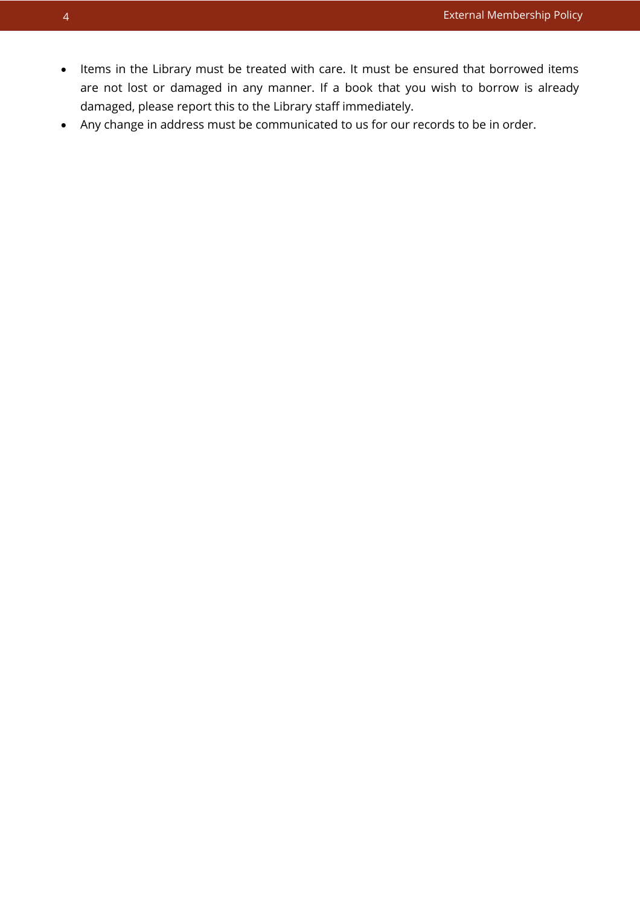- Items in the Library must be treated with care. It must be ensured that borrowed items are not lost or damaged in any manner. If a book that you wish to borrow is already damaged, please report this to the Library staff immediately.
- Any change in address must be communicated to us for our records to be in order.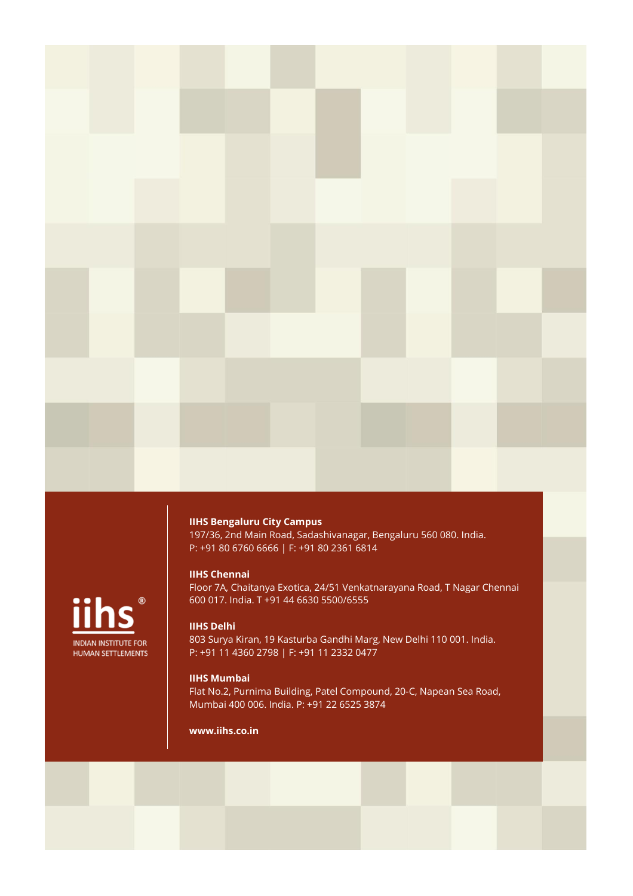iihs®

INDIAN INSTITUTE FOR HUMAN SETTLEMENTS

**IIHS Bengaluru City Campus**
197/36, 2nd Main Road, Sadashivanagar, Bengaluru 560 080. India.
P: +91 80 6760 6666 | F: +91 80 2361 6814

**IIHS Chennai**
Floor 7A, Chaitanya Exotica, 24/51 Venkatnarayana Road, T Nagar Chennai 600 017. India. T +91 44 6630 5500/6555

**IIHS Delhi**
803 Surya Kiran, 19 Kasturba Gandhi Marg, New Delhi 110 001. India.
P: +91 11 4360 2798 | F: +91 11 2332 0477

**IIHS Mumbai**
Flat No.2, Purnima Building, Patel Compound, 20-C, Napean Sea Road, Mumbai 400 006. India. P: +91 22 6525 3874

**www.iihs.co.in**